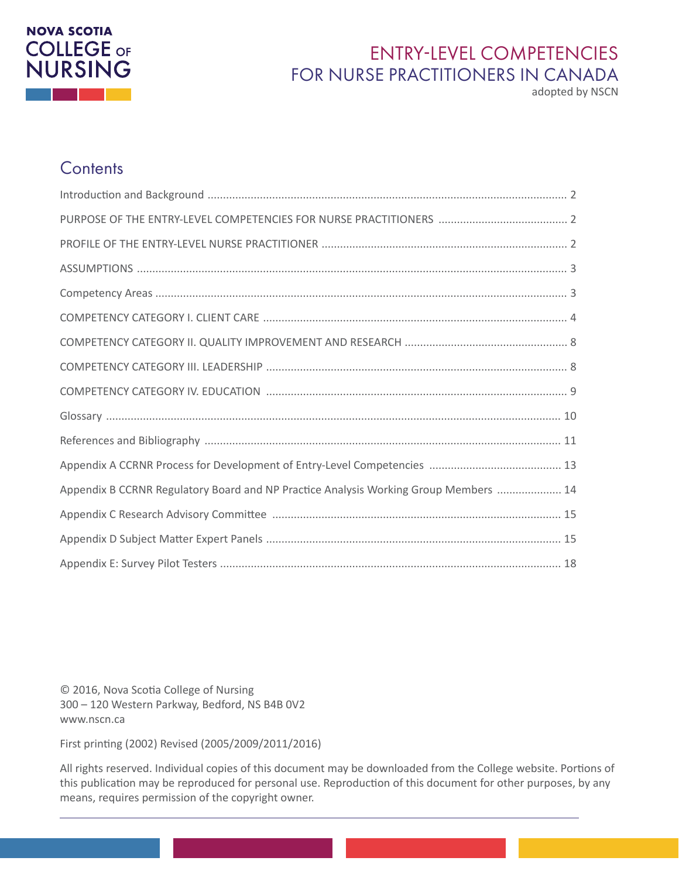NOVA SCOTIA COLLEGE OF NURSING

# ENTRY-LEVEL COMPETENCIES FOR NURSE PRACTITIONERS IN CANADA

adopted by NSCN

## Contents

| | |
|---|---|
| Introduction and Background | 2 |
| PURPOSE OF THE ENTRY-LEVEL COMPETENCIES FOR NURSE PRACTITIONERS | 2 |
| PROFILE OF THE ENTRY-LEVEL NURSE PRACTITIONER | 2 |
| ASSUMPTIONS | 3 |
| Competency Areas | 3 |
| COMPETENCY CATEGORY I. CLIENT CARE | 4 |
| COMPETENCY CATEGORY II. QUALITY IMPROVEMENT AND RESEARCH | 8 |
| COMPETENCY CATEGORY III. LEADERSHIP | 8 |
| COMPETENCY CATEGORY IV. EDUCATION | 9 |
| Glossary | 10 |
| References and Bibliography | 11 |
| Appendix A CCRNR Process for Development of Entry-Level Competencies | 13 |
| Appendix B CCRNR Regulatory Board and NP Practice Analysis Working Group Members | 14 |
| Appendix C Research Advisory Committee | 15 |
| Appendix D Subject Matter Expert Panels | 15 |
| Appendix E: Survey Pilot Testers | 18 |

© 2016, Nova Scotia College of Nursing
300 – 120 Western Parkway, Bedford, NS B4B 0V2
www.nscn.ca

First printing (2002) Revised (2005/2009/2011/2016)

All rights reserved. Individual copies of this document may be downloaded from the College website. Portions of this publication may be reproduced for personal use. Reproduction of this document for other purposes, by any means, requires permission of the copyright owner.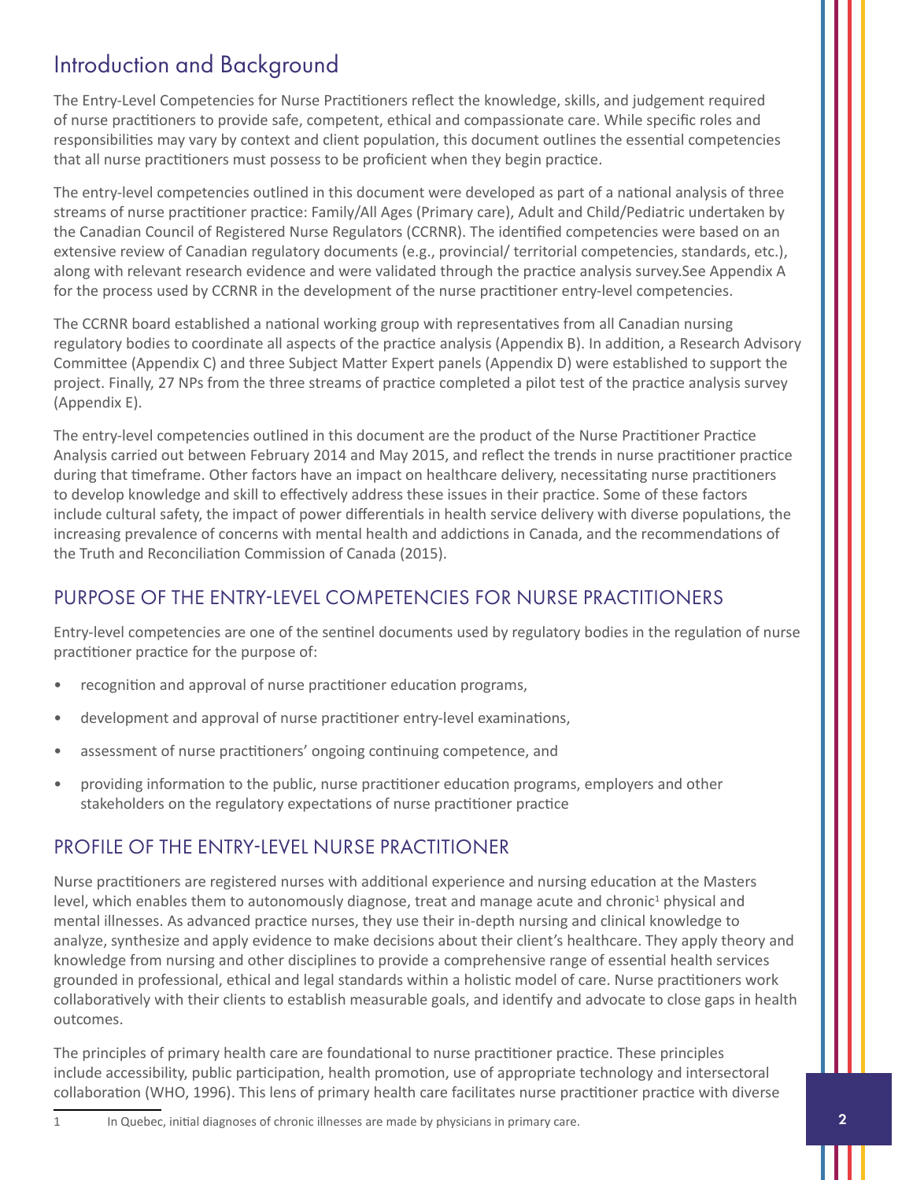# Introduction and Background

The Entry-Level Competencies for Nurse Practitioners reflect the knowledge, skills, and judgement required of nurse practitioners to provide safe, competent, ethical and compassionate care. While specific roles and responsibilities may vary by context and client population, this document outlines the essential competencies that all nurse practitioners must possess to be proficient when they begin practice.

The entry-level competencies outlined in this document were developed as part of a national analysis of three streams of nurse practitioner practice: Family/All Ages (Primary care), Adult and Child/Pediatric undertaken by the Canadian Council of Registered Nurse Regulators (CCRNR). The identified competencies were based on an extensive review of Canadian regulatory documents (e.g., provincial/ territorial competencies, standards, etc.), along with relevant research evidence and were validated through the practice analysis survey.See Appendix A for the process used by CCRNR in the development of the nurse practitioner entry-level competencies.

The CCRNR board established a national working group with representatives from all Canadian nursing regulatory bodies to coordinate all aspects of the practice analysis (Appendix B). In addition, a Research Advisory Committee (Appendix C) and three Subject Matter Expert panels (Appendix D) were established to support the project. Finally, 27 NPs from the three streams of practice completed a pilot test of the practice analysis survey (Appendix E).

The entry-level competencies outlined in this document are the product of the Nurse Practitioner Practice Analysis carried out between February 2014 and May 2015, and reflect the trends in nurse practitioner practice during that timeframe. Other factors have an impact on healthcare delivery, necessitating nurse practitioners to develop knowledge and skill to effectively address these issues in their practice. Some of these factors include cultural safety, the impact of power differentials in health service delivery with diverse populations, the increasing prevalence of concerns with mental health and addictions in Canada, and the recommendations of the Truth and Reconciliation Commission of Canada (2015).

## PURPOSE OF THE ENTRY-LEVEL COMPETENCIES FOR NURSE PRACTITIONERS

Entry-level competencies are one of the sentinel documents used by regulatory bodies in the regulation of nurse practitioner practice for the purpose of:

- recognition and approval of nurse practitioner education programs,
- development and approval of nurse practitioner entry-level examinations,
- assessment of nurse practitioners' ongoing continuing competence, and
- providing information to the public, nurse practitioner education programs, employers and other stakeholders on the regulatory expectations of nurse practitioner practice

## PROFILE OF THE ENTRY-LEVEL NURSE PRACTITIONER

Nurse practitioners are registered nurses with additional experience and nursing education at the Masters level, which enables them to autonomously diagnose, treat and manage acute and chronic[1] physical and mental illnesses. As advanced practice nurses, they use their in-depth nursing and clinical knowledge to analyze, synthesize and apply evidence to make decisions about their client's healthcare. They apply theory and knowledge from nursing and other disciplines to provide a comprehensive range of essential health services grounded in professional, ethical and legal standards within a holistic model of care. Nurse practitioners work collaboratively with their clients to establish measurable goals, and identify and advocate to close gaps in health outcomes.

The principles of primary health care are foundational to nurse practitioner practice. These principles include accessibility, public participation, health promotion, use of appropriate technology and intersectoral collaboration (WHO, 1996). This lens of primary health care facilitates nurse practitioner practice with diverse

[1] In Quebec, initial diagnoses of chronic illnesses are made by physicians in primary care.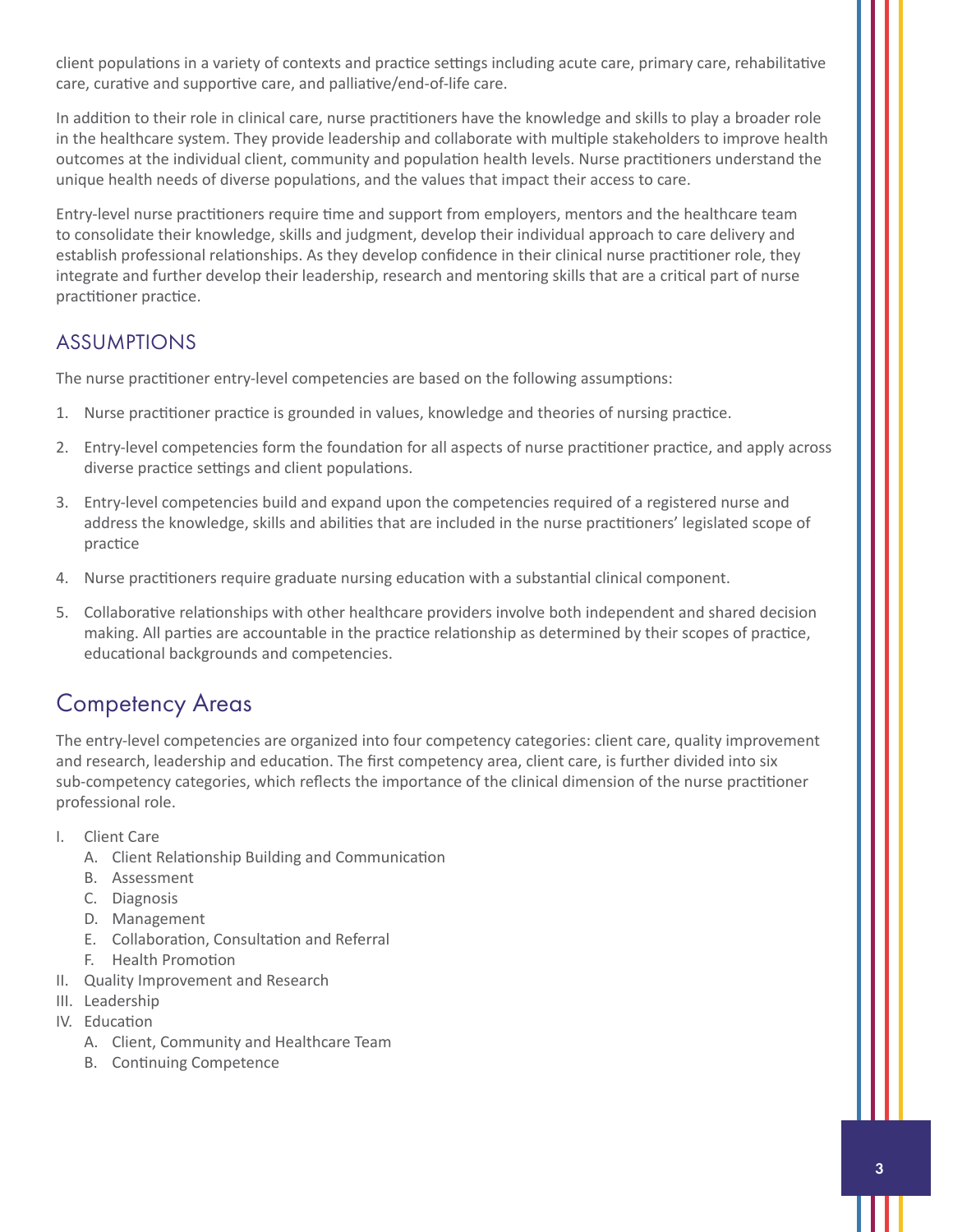client populations in a variety of contexts and practice settings including acute care, primary care, rehabilitative care, curative and supportive care, and palliative/end-of-life care.

In addition to their role in clinical care, nurse practitioners have the knowledge and skills to play a broader role in the healthcare system. They provide leadership and collaborate with multiple stakeholders to improve health outcomes at the individual client, community and population health levels. Nurse practitioners understand the unique health needs of diverse populations, and the values that impact their access to care.

Entry-level nurse practitioners require time and support from employers, mentors and the healthcare team to consolidate their knowledge, skills and judgment, develop their individual approach to care delivery and establish professional relationships. As they develop confidence in their clinical nurse practitioner role, they integrate and further develop their leadership, research and mentoring skills that are a critical part of nurse practitioner practice.

## ASSUMPTIONS

The nurse practitioner entry-level competencies are based on the following assumptions:

1. Nurse practitioner practice is grounded in values, knowledge and theories of nursing practice.
2. Entry-level competencies form the foundation for all aspects of nurse practitioner practice, and apply across diverse practice settings and client populations.
3. Entry-level competencies build and expand upon the competencies required of a registered nurse and address the knowledge, skills and abilities that are included in the nurse practitioners' legislated scope of practice
4. Nurse practitioners require graduate nursing education with a substantial clinical component.
5. Collaborative relationships with other healthcare providers involve both independent and shared decision making. All parties are accountable in the practice relationship as determined by their scopes of practice, educational backgrounds and competencies.

# Competency Areas

The entry-level competencies are organized into four competency categories: client care, quality improvement and research, leadership and education. The first competency area, client care, is further divided into six sub-competency categories, which reflects the importance of the clinical dimension of the nurse practitioner professional role.

- I. Client Care
  - A. Client Relationship Building and Communication
  - B. Assessment
  - C. Diagnosis
  - D. Management
  - E. Collaboration, Consultation and Referral
  - F. Health Promotion
- II. Quality Improvement and Research
- III. Leadership
- IV. Education
  - A. Client, Community and Healthcare Team
  - B. Continuing Competence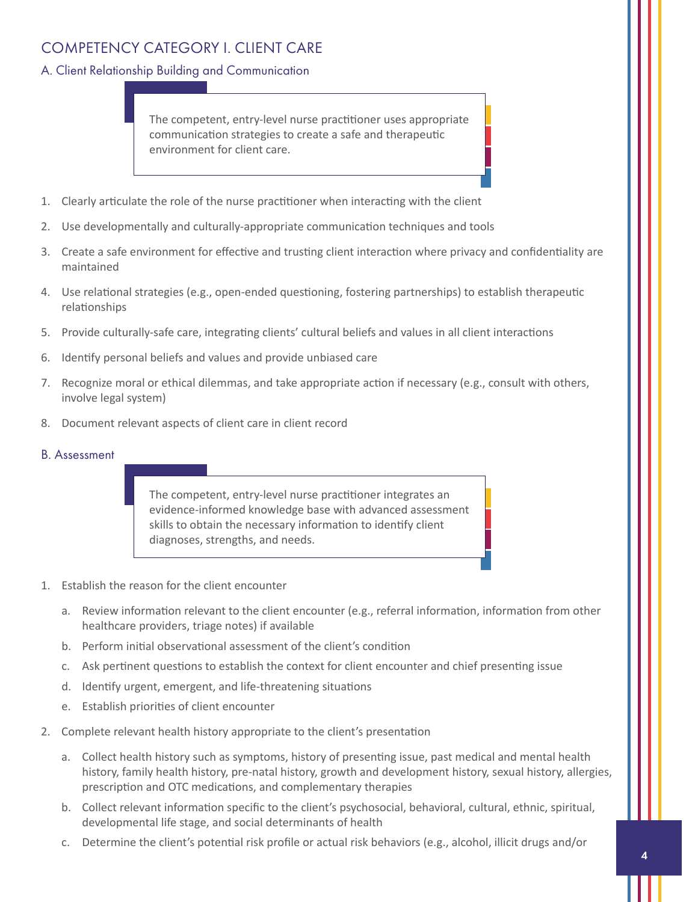## COMPETENCY CATEGORY I. CLIENT CARE

### A. Client Relationship Building and Communication

> The competent, entry-level nurse practitioner uses appropriate communication strategies to create a safe and therapeutic environment for client care.

1. Clearly articulate the role of the nurse practitioner when interacting with the client
2. Use developmentally and culturally-appropriate communication techniques and tools
3. Create a safe environment for effective and trusting client interaction where privacy and confidentiality are maintained
4. Use relational strategies (e.g., open-ended questioning, fostering partnerships) to establish therapeutic relationships
5. Provide culturally-safe care, integrating clients' cultural beliefs and values in all client interactions
6. Identify personal beliefs and values and provide unbiased care
7. Recognize moral or ethical dilemmas, and take appropriate action if necessary (e.g., consult with others, involve legal system)
8. Document relevant aspects of client care in client record

### B. Assessment

> The competent, entry-level nurse practitioner integrates an evidence-informed knowledge base with advanced assessment skills to obtain the necessary information to identify client diagnoses, strengths, and needs.

1. Establish the reason for the client encounter
   a. Review information relevant to the client encounter (e.g., referral information, information from other healthcare providers, triage notes) if available
   b. Perform initial observational assessment of the client's condition
   c. Ask pertinent questions to establish the context for client encounter and chief presenting issue
   d. Identify urgent, emergent, and life-threatening situations
   e. Establish priorities of client encounter
2. Complete relevant health history appropriate to the client's presentation
   a. Collect health history such as symptoms, history of presenting issue, past medical and mental health history, family health history, pre-natal history, growth and development history, sexual history, allergies, prescription and OTC medications, and complementary therapies
   b. Collect relevant information specific to the client's psychosocial, behavioral, cultural, ethnic, spiritual, developmental life stage, and social determinants of health
   c. Determine the client's potential risk profile or actual risk behaviors (e.g., alcohol, illicit drugs and/or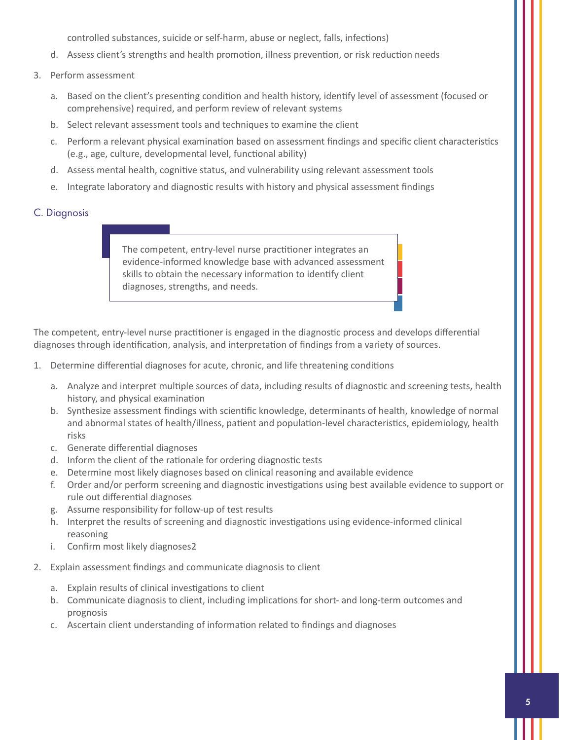controlled substances, suicide or self-harm, abuse or neglect, falls, infections)

   d. Assess client's strengths and health promotion, illness prevention, or risk reduction needs

3. Perform assessment

   a. Based on the client's presenting condition and health history, identify level of assessment (focused or comprehensive) required, and perform review of relevant systems

   b. Select relevant assessment tools and techniques to examine the client

   c. Perform a relevant physical examination based on assessment findings and specific client characteristics (e.g., age, culture, developmental level, functional ability)

   d. Assess mental health, cognitive status, and vulnerability using relevant assessment tools

   e. Integrate laboratory and diagnostic results with history and physical assessment findings

## C. Diagnosis

> The competent, entry-level nurse practitioner integrates an evidence-informed knowledge base with advanced assessment skills to obtain the necessary information to identify client diagnoses, strengths, and needs.

The competent, entry-level nurse practitioner is engaged in the diagnostic process and develops differential diagnoses through identification, analysis, and interpretation of findings from a variety of sources.

1. Determine differential diagnoses for acute, chronic, and life threatening conditions

   a. Analyze and interpret multiple sources of data, including results of diagnostic and screening tests, health history, and physical examination
   b. Synthesize assessment findings with scientific knowledge, determinants of health, knowledge of normal and abnormal states of health/illness, patient and population-level characteristics, epidemiology, health risks
   c. Generate differential diagnoses
   d. Inform the client of the rationale for ordering diagnostic tests
   e. Determine most likely diagnoses based on clinical reasoning and available evidence
   f. Order and/or perform screening and diagnostic investigations using best available evidence to support or rule out differential diagnoses
   g. Assume responsibility for follow-up of test results
   h. Interpret the results of screening and diagnostic investigations using evidence-informed clinical reasoning
   i. Confirm most likely diagnoses[2]

2. Explain assessment findings and communicate diagnosis to client

   a. Explain results of clinical investigations to client
   b. Communicate diagnosis to client, including implications for short- and long-term outcomes and prognosis
   c. Ascertain client understanding of information related to findings and diagnoses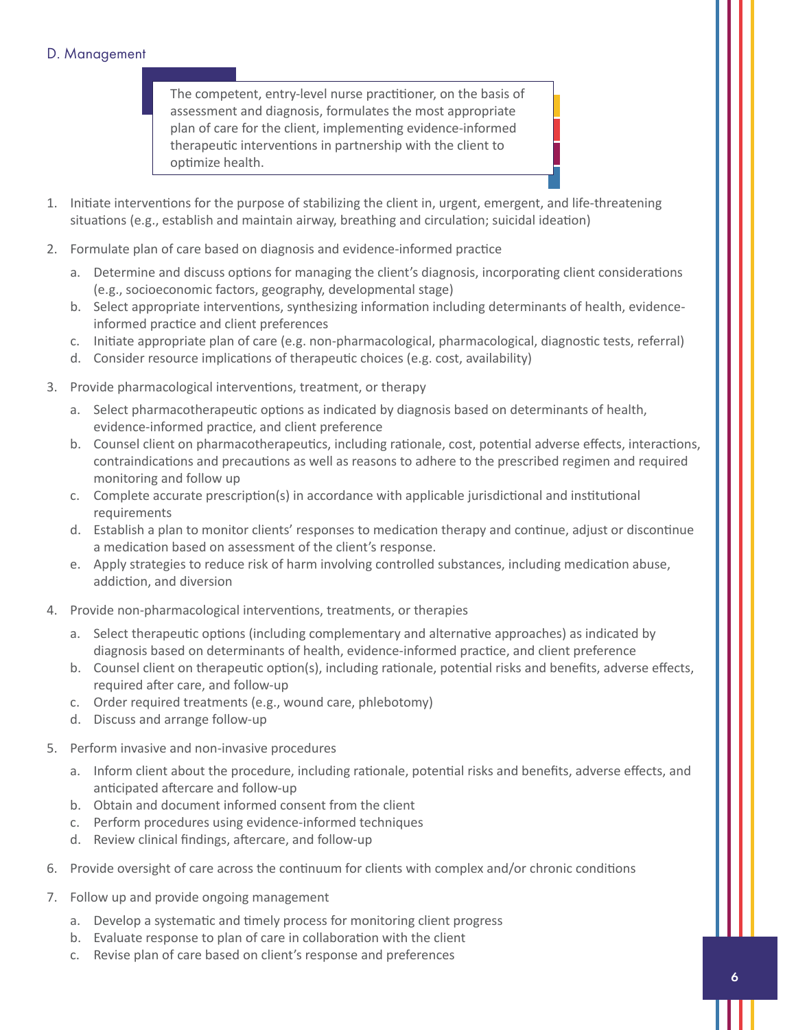## D. Management

> The competent, entry-level nurse practitioner, on the basis of assessment and diagnosis, formulates the most appropriate plan of care for the client, implementing evidence-informed therapeutic interventions in partnership with the client to optimize health.

1. Initiate interventions for the purpose of stabilizing the client in, urgent, emergent, and life-threatening situations (e.g., establish and maintain airway, breathing and circulation; suicidal ideation)
2. Formulate plan of care based on diagnosis and evidence-informed practice
   a. Determine and discuss options for managing the client's diagnosis, incorporating client considerations (e.g., socioeconomic factors, geography, developmental stage)
   b. Select appropriate interventions, synthesizing information including determinants of health, evidence-informed practice and client preferences
   c. Initiate appropriate plan of care (e.g. non-pharmacological, pharmacological, diagnostic tests, referral)
   d. Consider resource implications of therapeutic choices (e.g. cost, availability)
3. Provide pharmacological interventions, treatment, or therapy
   a. Select pharmacotherapeutic options as indicated by diagnosis based on determinants of health, evidence-informed practice, and client preference
   b. Counsel client on pharmacotherapeutics, including rationale, cost, potential adverse effects, interactions, contraindications and precautions as well as reasons to adhere to the prescribed regimen and required monitoring and follow up
   c. Complete accurate prescription(s) in accordance with applicable jurisdictional and institutional requirements
   d. Establish a plan to monitor clients' responses to medication therapy and continue, adjust or discontinue a medication based on assessment of the client's response.
   e. Apply strategies to reduce risk of harm involving controlled substances, including medication abuse, addiction, and diversion
4. Provide non-pharmacological interventions, treatments, or therapies
   a. Select therapeutic options (including complementary and alternative approaches) as indicated by diagnosis based on determinants of health, evidence-informed practice, and client preference
   b. Counsel client on therapeutic option(s), including rationale, potential risks and benefits, adverse effects, required after care, and follow-up
   c. Order required treatments (e.g., wound care, phlebotomy)
   d. Discuss and arrange follow-up
5. Perform invasive and non-invasive procedures
   a. Inform client about the procedure, including rationale, potential risks and benefits, adverse effects, and anticipated aftercare and follow-up
   b. Obtain and document informed consent from the client
   c. Perform procedures using evidence-informed techniques
   d. Review clinical findings, aftercare, and follow-up
6. Provide oversight of care across the continuum for clients with complex and/or chronic conditions
7. Follow up and provide ongoing management
   a. Develop a systematic and timely process for monitoring client progress
   b. Evaluate response to plan of care in collaboration with the client
   c. Revise plan of care based on client's response and preferences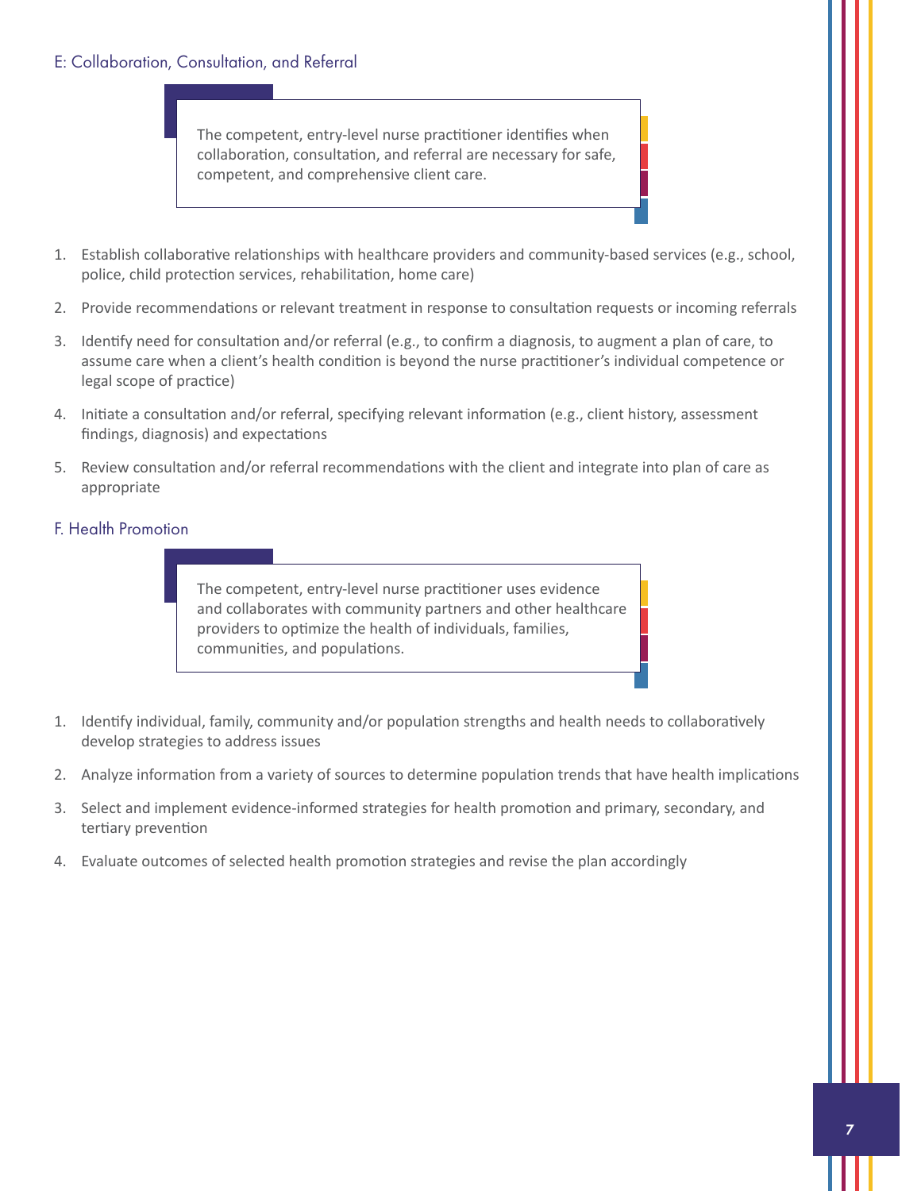## E: Collaboration, Consultation, and Referral

> The competent, entry-level nurse practitioner identifies when collaboration, consultation, and referral are necessary for safe, competent, and comprehensive client care.

1. Establish collaborative relationships with healthcare providers and community-based services (e.g., school, police, child protection services, rehabilitation, home care)
2. Provide recommendations or relevant treatment in response to consultation requests or incoming referrals
3. Identify need for consultation and/or referral (e.g., to confirm a diagnosis, to augment a plan of care, to assume care when a client's health condition is beyond the nurse practitioner's individual competence or legal scope of practice)
4. Initiate a consultation and/or referral, specifying relevant information (e.g., client history, assessment findings, diagnosis) and expectations
5. Review consultation and/or referral recommendations with the client and integrate into plan of care as appropriate

## F. Health Promotion

> The competent, entry-level nurse practitioner uses evidence and collaborates with community partners and other healthcare providers to optimize the health of individuals, families, communities, and populations.

1. Identify individual, family, community and/or population strengths and health needs to collaboratively develop strategies to address issues
2. Analyze information from a variety of sources to determine population trends that have health implications
3. Select and implement evidence-informed strategies for health promotion and primary, secondary, and tertiary prevention
4. Evaluate outcomes of selected health promotion strategies and revise the plan accordingly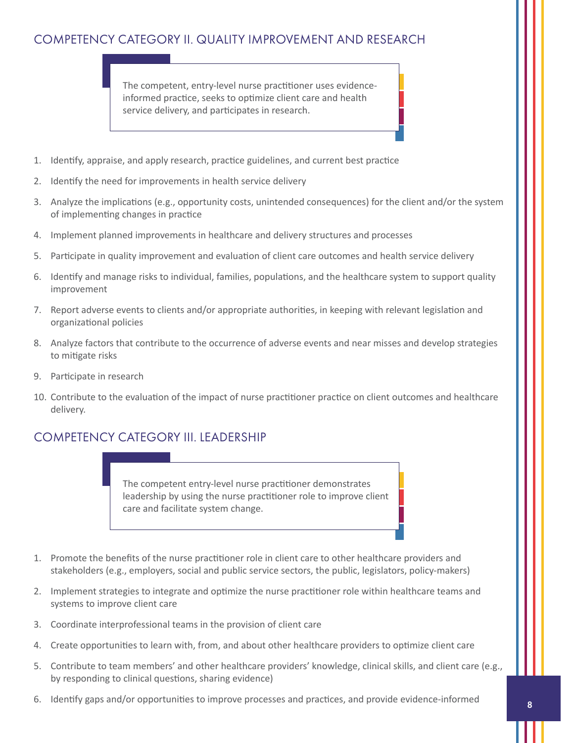## COMPETENCY CATEGORY II. QUALITY IMPROVEMENT AND RESEARCH

> The competent, entry-level nurse practitioner uses evidence-informed practice, seeks to optimize client care and health service delivery, and participates in research.

1. Identify, appraise, and apply research, practice guidelines, and current best practice
2. Identify the need for improvements in health service delivery
3. Analyze the implications (e.g., opportunity costs, unintended consequences) for the client and/or the system of implementing changes in practice
4. Implement planned improvements in healthcare and delivery structures and processes
5. Participate in quality improvement and evaluation of client care outcomes and health service delivery
6. Identify and manage risks to individual, families, populations, and the healthcare system to support quality improvement
7. Report adverse events to clients and/or appropriate authorities, in keeping with relevant legislation and organizational policies
8. Analyze factors that contribute to the occurrence of adverse events and near misses and develop strategies to mitigate risks
9. Participate in research
10. Contribute to the evaluation of the impact of nurse practitioner practice on client outcomes and healthcare delivery.

## COMPETENCY CATEGORY III. LEADERSHIP

> The competent entry-level nurse practitioner demonstrates leadership by using the nurse practitioner role to improve client care and facilitate system change.

1. Promote the benefits of the nurse practitioner role in client care to other healthcare providers and stakeholders (e.g., employers, social and public service sectors, the public, legislators, policy-makers)
2. Implement strategies to integrate and optimize the nurse practitioner role within healthcare teams and systems to improve client care
3. Coordinate interprofessional teams in the provision of client care
4. Create opportunities to learn with, from, and about other healthcare providers to optimize client care
5. Contribute to team members' and other healthcare providers' knowledge, clinical skills, and client care (e.g., by responding to clinical questions, sharing evidence)
6. Identify gaps and/or opportunities to improve processes and practices, and provide evidence-informed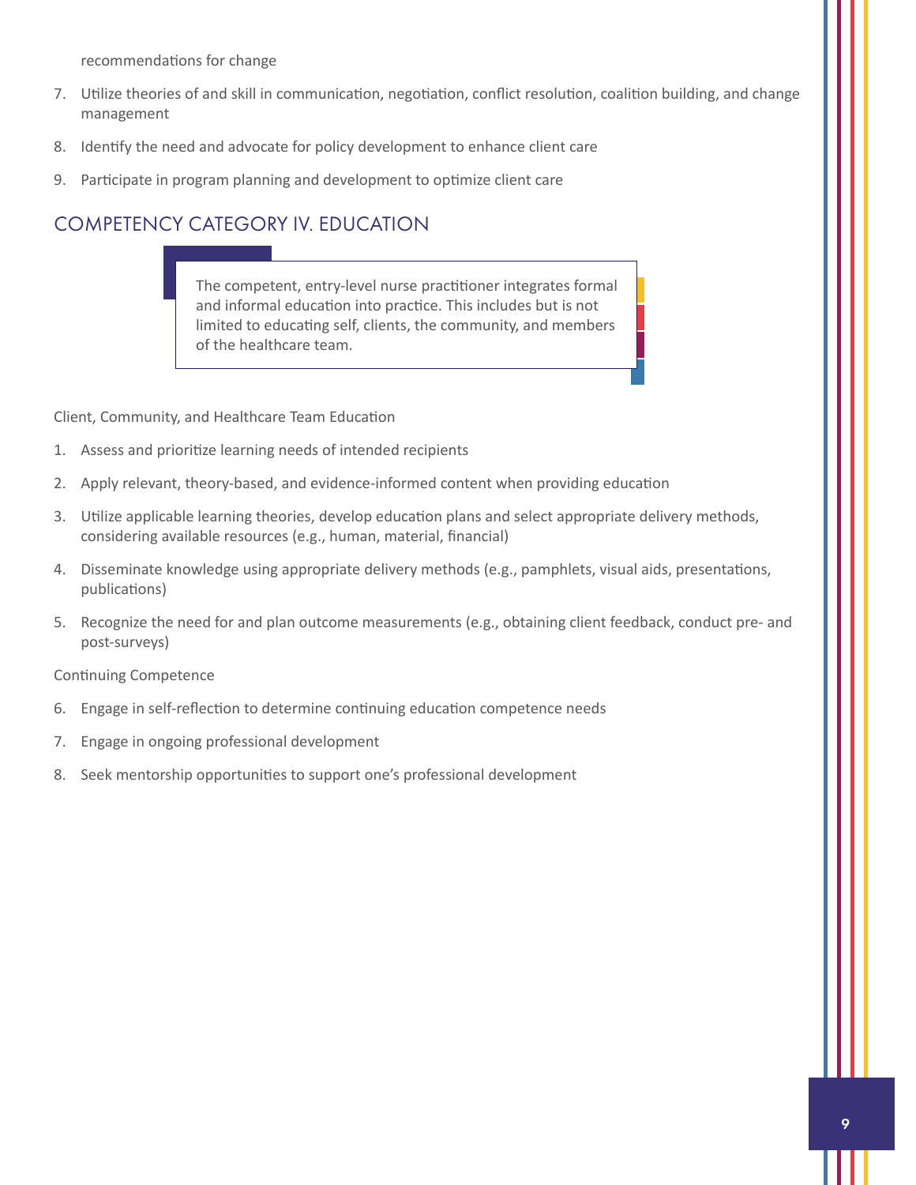recommendations for change

7. Utilize theories of and skill in communication, negotiation, conflict resolution, coalition building, and change management
8. Identify the need and advocate for policy development to enhance client care
9. Participate in program planning and development to optimize client care

## COMPETENCY CATEGORY IV. EDUCATION

> The competent, entry-level nurse practitioner integrates formal and informal education into practice. This includes but is not limited to educating self, clients, the community, and members of the healthcare team.

Client, Community, and Healthcare Team Education

1. Assess and prioritize learning needs of intended recipients
2. Apply relevant, theory-based, and evidence-informed content when providing education
3. Utilize applicable learning theories, develop education plans and select appropriate delivery methods, considering available resources (e.g., human, material, financial)
4. Disseminate knowledge using appropriate delivery methods (e.g., pamphlets, visual aids, presentations, publications)
5. Recognize the need for and plan outcome measurements (e.g., obtaining client feedback, conduct pre- and post-surveys)

Continuing Competence

6. Engage in self-reflection to determine continuing education competence needs
7. Engage in ongoing professional development
8. Seek mentorship opportunities to support one's professional development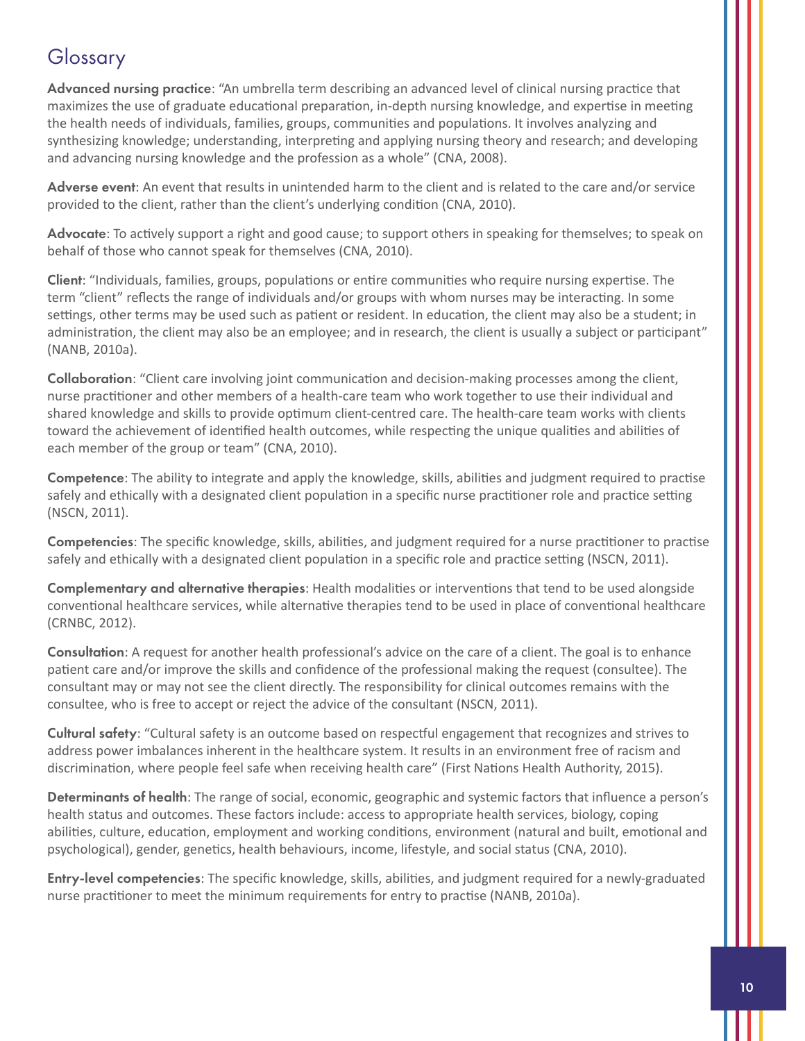# Glossary

**Advanced nursing practice**: "An umbrella term describing an advanced level of clinical nursing practice that maximizes the use of graduate educational preparation, in-depth nursing knowledge, and expertise in meeting the health needs of individuals, families, groups, communities and populations. It involves analyzing and synthesizing knowledge; understanding, interpreting and applying nursing theory and research; and developing and advancing nursing knowledge and the profession as a whole" (CNA, 2008).

**Adverse event**: An event that results in unintended harm to the client and is related to the care and/or service provided to the client, rather than the client's underlying condition (CNA, 2010).

**Advocate**: To actively support a right and good cause; to support others in speaking for themselves; to speak on behalf of those who cannot speak for themselves (CNA, 2010).

**Client**: "Individuals, families, groups, populations or entire communities who require nursing expertise. The term "client" reflects the range of individuals and/or groups with whom nurses may be interacting. In some settings, other terms may be used such as patient or resident. In education, the client may also be a student; in administration, the client may also be an employee; and in research, the client is usually a subject or participant" (NANB, 2010a).

**Collaboration**: "Client care involving joint communication and decision-making processes among the client, nurse practitioner and other members of a health-care team who work together to use their individual and shared knowledge and skills to provide optimum client-centred care. The health-care team works with clients toward the achievement of identified health outcomes, while respecting the unique qualities and abilities of each member of the group or team" (CNA, 2010).

**Competence**: The ability to integrate and apply the knowledge, skills, abilities and judgment required to practise safely and ethically with a designated client population in a specific nurse practitioner role and practice setting (NSCN, 2011).

**Competencies**: The specific knowledge, skills, abilities, and judgment required for a nurse practitioner to practise safely and ethically with a designated client population in a specific role and practice setting (NSCN, 2011).

**Complementary and alternative therapies**: Health modalities or interventions that tend to be used alongside conventional healthcare services, while alternative therapies tend to be used in place of conventional healthcare (CRNBC, 2012).

**Consultation**: A request for another health professional's advice on the care of a client. The goal is to enhance patient care and/or improve the skills and confidence of the professional making the request (consultee). The consultant may or may not see the client directly. The responsibility for clinical outcomes remains with the consultee, who is free to accept or reject the advice of the consultant (NSCN, 2011).

**Cultural safety**: "Cultural safety is an outcome based on respectful engagement that recognizes and strives to address power imbalances inherent in the healthcare system. It results in an environment free of racism and discrimination, where people feel safe when receiving health care" (First Nations Health Authority, 2015).

**Determinants of health**: The range of social, economic, geographic and systemic factors that influence a person's health status and outcomes. These factors include: access to appropriate health services, biology, coping abilities, culture, education, employment and working conditions, environment (natural and built, emotional and psychological), gender, genetics, health behaviours, income, lifestyle, and social status (CNA, 2010).

**Entry-level competencies**: The specific knowledge, skills, abilities, and judgment required for a newly-graduated nurse practitioner to meet the minimum requirements for entry to practise (NANB, 2010a).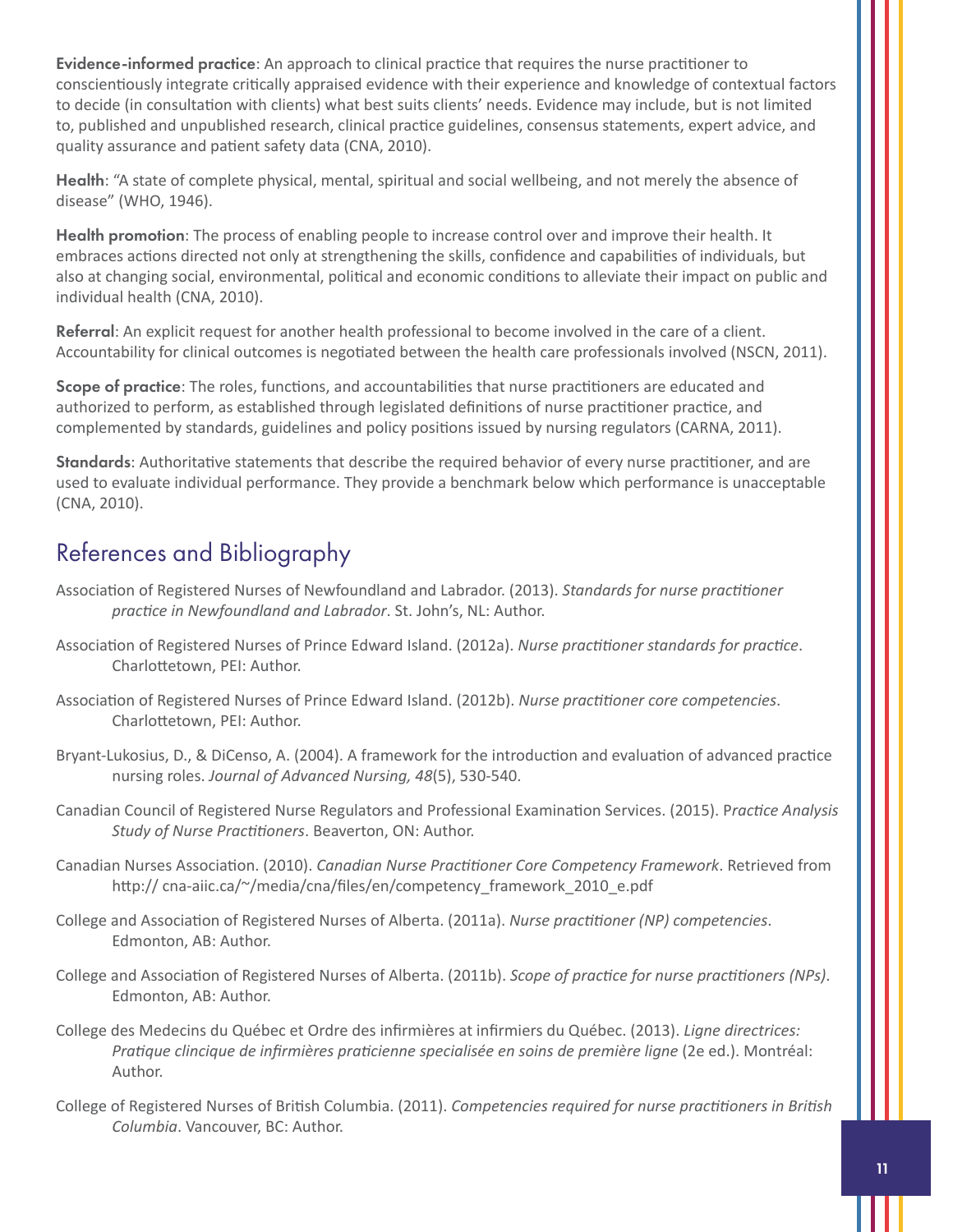**Evidence-informed practice**: An approach to clinical practice that requires the nurse practitioner to conscientiously integrate critically appraised evidence with their experience and knowledge of contextual factors to decide (in consultation with clients) what best suits clients' needs. Evidence may include, but is not limited to, published and unpublished research, clinical practice guidelines, consensus statements, expert advice, and quality assurance and patient safety data (CNA, 2010).

**Health**: "A state of complete physical, mental, spiritual and social wellbeing, and not merely the absence of disease" (WHO, 1946).

**Health promotion**: The process of enabling people to increase control over and improve their health. It embraces actions directed not only at strengthening the skills, confidence and capabilities of individuals, but also at changing social, environmental, political and economic conditions to alleviate their impact on public and individual health (CNA, 2010).

**Referral**: An explicit request for another health professional to become involved in the care of a client. Accountability for clinical outcomes is negotiated between the health care professionals involved (NSCN, 2011).

**Scope of practice**: The roles, functions, and accountabilities that nurse practitioners are educated and authorized to perform, as established through legislated definitions of nurse practitioner practice, and complemented by standards, guidelines and policy positions issued by nursing regulators (CARNA, 2011).

**Standards**: Authoritative statements that describe the required behavior of every nurse practitioner, and are used to evaluate individual performance. They provide a benchmark below which performance is unacceptable (CNA, 2010).

## References and Bibliography

Association of Registered Nurses of Newfoundland and Labrador. (2013). *Standards for nurse practitioner practice in Newfoundland and Labrador*. St. John's, NL: Author.

Association of Registered Nurses of Prince Edward Island. (2012a). *Nurse practitioner standards for practice*. Charlottetown, PEI: Author.

Association of Registered Nurses of Prince Edward Island. (2012b). *Nurse practitioner core competencies*. Charlottetown, PEI: Author.

Bryant-Lukosius, D., & DiCenso, A. (2004). A framework for the introduction and evaluation of advanced practice nursing roles. *Journal of Advanced Nursing, 48*(5), 530-540.

Canadian Council of Registered Nurse Regulators and Professional Examination Services. (2015). P*ractice Analysis Study of Nurse Practitioners*. Beaverton, ON: Author.

Canadian Nurses Association. (2010). *Canadian Nurse Practitioner Core Competency Framework*. Retrieved from http:// cna-aiic.ca/~/media/cna/files/en/competency_framework_2010_e.pdf

College and Association of Registered Nurses of Alberta. (2011a). *Nurse practitioner (NP) competencies*. Edmonton, AB: Author.

College and Association of Registered Nurses of Alberta. (2011b). *Scope of practice for nurse practitioners (NPs)*. Edmonton, AB: Author.

College des Medecins du Québec et Ordre des infirmières at infirmiers du Québec. (2013). *Ligne directrices: Pratique clinicque de infirmières praticienne specialisée en soins de première ligne* (2e ed.). Montréal: Author.

College of Registered Nurses of British Columbia. (2011). *Competencies required for nurse practitioners in British Columbia*. Vancouver, BC: Author.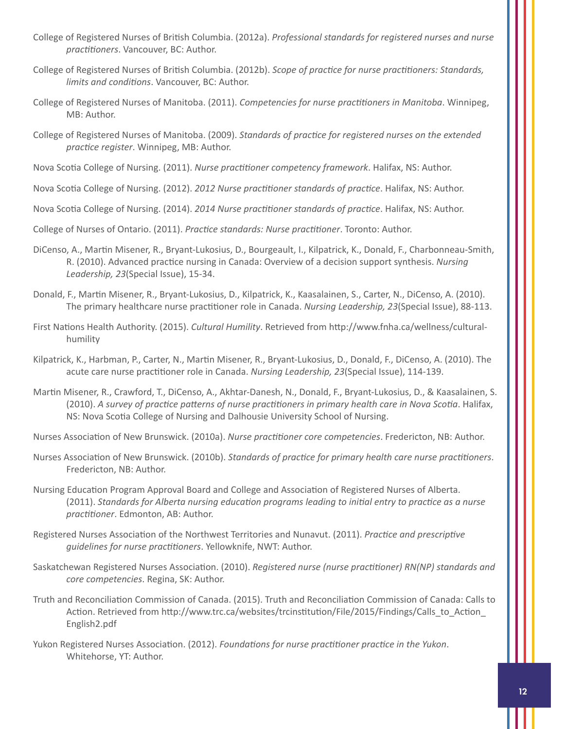College of Registered Nurses of British Columbia. (2012a). *Professional standards for registered nurses and nurse practitioners*. Vancouver, BC: Author.

College of Registered Nurses of British Columbia. (2012b). *Scope of practice for nurse practitioners: Standards, limits and conditions*. Vancouver, BC: Author.

College of Registered Nurses of Manitoba. (2011). *Competencies for nurse practitioners in Manitoba*. Winnipeg, MB: Author.

College of Registered Nurses of Manitoba. (2009). *Standards of practice for registered nurses on the extended practice register*. Winnipeg, MB: Author.

Nova Scotia College of Nursing. (2011). *Nurse practitioner competency framework*. Halifax, NS: Author.

Nova Scotia College of Nursing. (2012). *2012 Nurse practitioner standards of practice*. Halifax, NS: Author.

Nova Scotia College of Nursing. (2014). *2014 Nurse practitioner standards of practice*. Halifax, NS: Author.

College of Nurses of Ontario. (2011). *Practice standards: Nurse practitioner*. Toronto: Author.

DiCenso, A., Martin Misener, R., Bryant-Lukosius, D., Bourgeault, I., Kilpatrick, K., Donald, F., Charbonneau-Smith, R. (2010). Advanced practice nursing in Canada: Overview of a decision support synthesis. *Nursing Leadership, 23*(Special Issue), 15-34.

Donald, F., Martin Misener, R., Bryant-Lukosius, D., Kilpatrick, K., Kaasalainen, S., Carter, N., DiCenso, A. (2010). The primary healthcare nurse practitioner role in Canada. *Nursing Leadership, 23*(Special Issue), 88-113.

First Nations Health Authority. (2015). *Cultural Humility*. Retrieved from http://www.fnha.ca/wellness/cultural-humility

Kilpatrick, K., Harbman, P., Carter, N., Martin Misener, R., Bryant-Lukosius, D., Donald, F., DiCenso, A. (2010). The acute care nurse practitioner role in Canada. *Nursing Leadership, 23*(Special Issue), 114-139.

Martin Misener, R., Crawford, T., DiCenso, A., Akhtar-Danesh, N., Donald, F., Bryant-Lukosius, D., & Kaasalainen, S. (2010). *A survey of practice patterns of nurse practitioners in primary health care in Nova Scotia*. Halifax, NS: Nova Scotia College of Nursing and Dalhousie University School of Nursing.

Nurses Association of New Brunswick. (2010a). *Nurse practitioner core competencies*. Fredericton, NB: Author.

Nurses Association of New Brunswick. (2010b). *Standards of practice for primary health care nurse practitioners*. Fredericton, NB: Author.

Nursing Education Program Approval Board and College and Association of Registered Nurses of Alberta. (2011). *Standards for Alberta nursing education programs leading to initial entry to practice as a nurse practitioner*. Edmonton, AB: Author.

Registered Nurses Association of the Northwest Territories and Nunavut. (2011). *Practice and prescriptive guidelines for nurse practitioners*. Yellowknife, NWT: Author.

Saskatchewan Registered Nurses Association. (2010). *Registered nurse (nurse practitioner) RN(NP) standards and core competencies*. Regina, SK: Author.

Truth and Reconciliation Commission of Canada. (2015). Truth and Reconciliation Commission of Canada: Calls to Action. Retrieved from http://www.trc.ca/websites/trcinstitution/File/2015/Findings/Calls_to_Action_English2.pdf

Yukon Registered Nurses Association. (2012). *Foundations for nurse practitioner practice in the Yukon*. Whitehorse, YT: Author.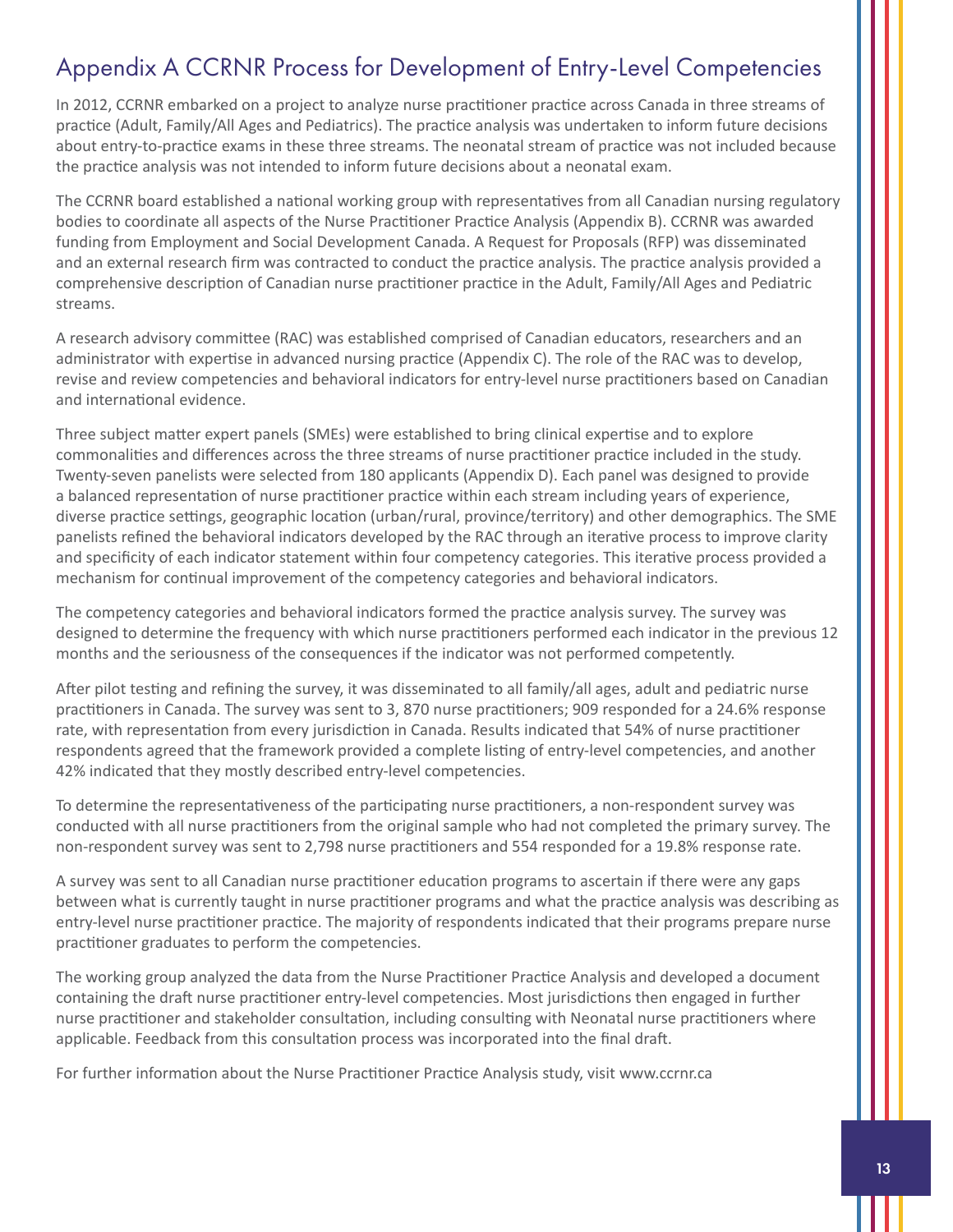# Appendix A CCRNR Process for Development of Entry-Level Competencies

In 2012, CCRNR embarked on a project to analyze nurse practitioner practice across Canada in three streams of practice (Adult, Family/All Ages and Pediatrics). The practice analysis was undertaken to inform future decisions about entry-to-practice exams in these three streams. The neonatal stream of practice was not included because the practice analysis was not intended to inform future decisions about a neonatal exam.

The CCRNR board established a national working group with representatives from all Canadian nursing regulatory bodies to coordinate all aspects of the Nurse Practitioner Practice Analysis (Appendix B). CCRNR was awarded funding from Employment and Social Development Canada. A Request for Proposals (RFP) was disseminated and an external research firm was contracted to conduct the practice analysis. The practice analysis provided a comprehensive description of Canadian nurse practitioner practice in the Adult, Family/All Ages and Pediatric streams.

A research advisory committee (RAC) was established comprised of Canadian educators, researchers and an administrator with expertise in advanced nursing practice (Appendix C). The role of the RAC was to develop, revise and review competencies and behavioral indicators for entry-level nurse practitioners based on Canadian and international evidence.

Three subject matter expert panels (SMEs) were established to bring clinical expertise and to explore commonalities and differences across the three streams of nurse practitioner practice included in the study. Twenty-seven panelists were selected from 180 applicants (Appendix D). Each panel was designed to provide a balanced representation of nurse practitioner practice within each stream including years of experience, diverse practice settings, geographic location (urban/rural, province/territory) and other demographics. The SME panelists refined the behavioral indicators developed by the RAC through an iterative process to improve clarity and specificity of each indicator statement within four competency categories. This iterative process provided a mechanism for continual improvement of the competency categories and behavioral indicators.

The competency categories and behavioral indicators formed the practice analysis survey. The survey was designed to determine the frequency with which nurse practitioners performed each indicator in the previous 12 months and the seriousness of the consequences if the indicator was not performed competently.

After pilot testing and refining the survey, it was disseminated to all family/all ages, adult and pediatric nurse practitioners in Canada. The survey was sent to 3, 870 nurse practitioners; 909 responded for a 24.6% response rate, with representation from every jurisdiction in Canada. Results indicated that 54% of nurse practitioner respondents agreed that the framework provided a complete listing of entry-level competencies, and another 42% indicated that they mostly described entry-level competencies.

To determine the representativeness of the participating nurse practitioners, a non-respondent survey was conducted with all nurse practitioners from the original sample who had not completed the primary survey. The non-respondent survey was sent to 2,798 nurse practitioners and 554 responded for a 19.8% response rate.

A survey was sent to all Canadian nurse practitioner education programs to ascertain if there were any gaps between what is currently taught in nurse practitioner programs and what the practice analysis was describing as entry-level nurse practitioner practice. The majority of respondents indicated that their programs prepare nurse practitioner graduates to perform the competencies.

The working group analyzed the data from the Nurse Practitioner Practice Analysis and developed a document containing the draft nurse practitioner entry-level competencies. Most jurisdictions then engaged in further nurse practitioner and stakeholder consultation, including consulting with Neonatal nurse practitioners where applicable. Feedback from this consultation process was incorporated into the final draft.

For further information about the Nurse Practitioner Practice Analysis study, visit www.ccrnr.ca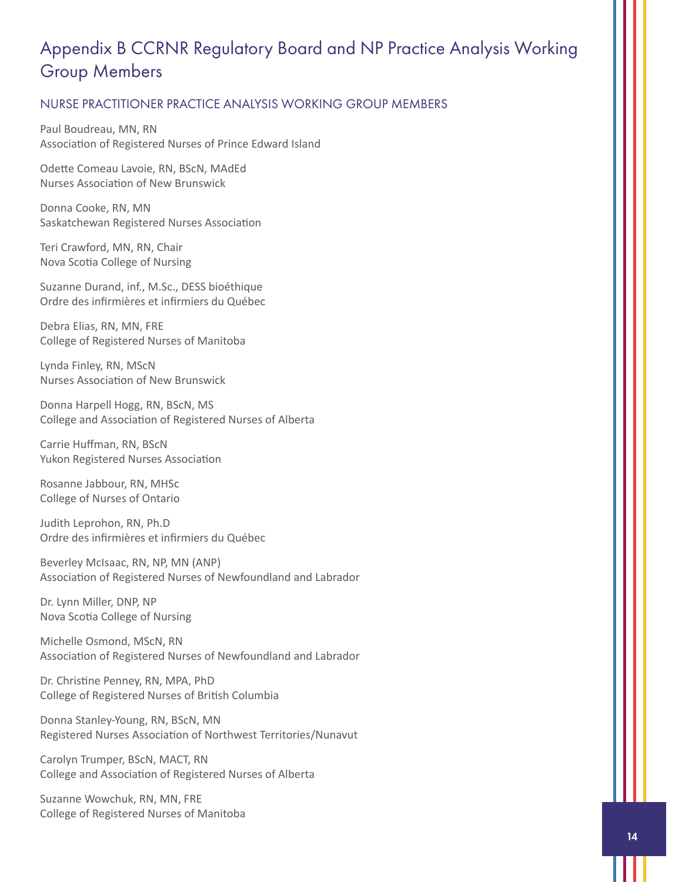# Appendix B CCRNR Regulatory Board and NP Practice Analysis Working Group Members

## NURSE PRACTITIONER PRACTICE ANALYSIS WORKING GROUP MEMBERS

Paul Boudreau, MN, RN
Association of Registered Nurses of Prince Edward Island

Odette Comeau Lavoie, RN, BScN, MAdEd
Nurses Association of New Brunswick

Donna Cooke, RN, MN
Saskatchewan Registered Nurses Association

Teri Crawford, MN, RN, Chair
Nova Scotia College of Nursing

Suzanne Durand, inf., M.Sc., DESS bioéthique
Ordre des infirmières et infirmiers du Québec

Debra Elias, RN, MN, FRE
College of Registered Nurses of Manitoba

Lynda Finley, RN, MScN
Nurses Association of New Brunswick

Donna Harpell Hogg, RN, BScN, MS
College and Association of Registered Nurses of Alberta

Carrie Huffman, RN, BScN
Yukon Registered Nurses Association

Rosanne Jabbour, RN, MHSc
College of Nurses of Ontario

Judith Leprohon, RN, Ph.D
Ordre des infirmières et infirmiers du Québec

Beverley McIsaac, RN, NP, MN (ANP)
Association of Registered Nurses of Newfoundland and Labrador

Dr. Lynn Miller, DNP, NP
Nova Scotia College of Nursing

Michelle Osmond, MScN, RN
Association of Registered Nurses of Newfoundland and Labrador

Dr. Christine Penney, RN, MPA, PhD
College of Registered Nurses of British Columbia

Donna Stanley-Young, RN, BScN, MN
Registered Nurses Association of Northwest Territories/Nunavut

Carolyn Trumper, BScN, MACT, RN
College and Association of Registered Nurses of Alberta

Suzanne Wowchuk, RN, MN, FRE
College of Registered Nurses of Manitoba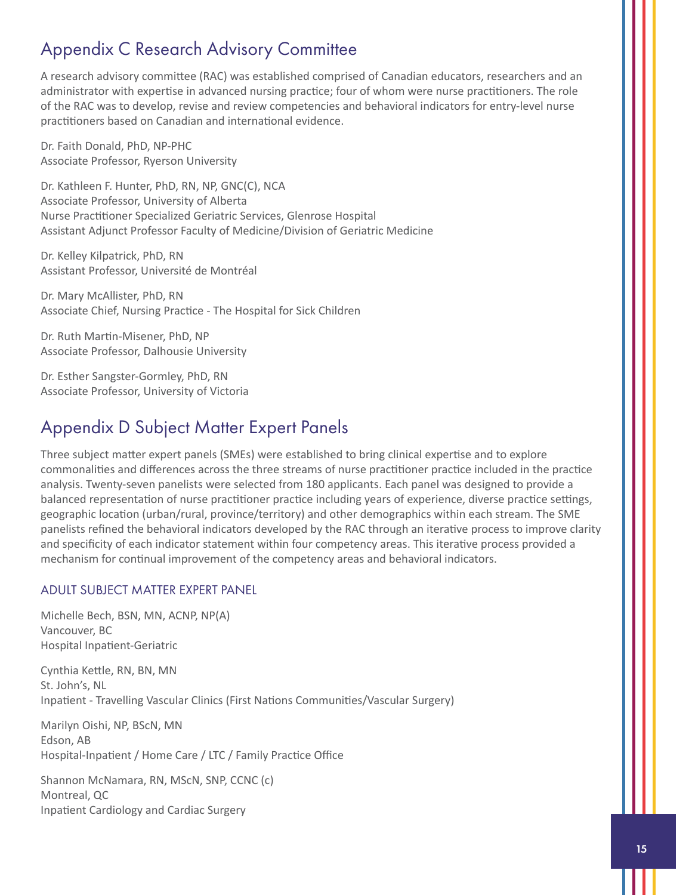## Appendix C Research Advisory Committee

A research advisory committee (RAC) was established comprised of Canadian educators, researchers and an administrator with expertise in advanced nursing practice; four of whom were nurse practitioners. The role of the RAC was to develop, revise and review competencies and behavioral indicators for entry-level nurse practitioners based on Canadian and international evidence.

Dr. Faith Donald, PhD, NP-PHC
Associate Professor, Ryerson University

Dr. Kathleen F. Hunter, PhD, RN, NP, GNC(C), NCA
Associate Professor, University of Alberta
Nurse Practitioner Specialized Geriatric Services, Glenrose Hospital
Assistant Adjunct Professor Faculty of Medicine/Division of Geriatric Medicine

Dr. Kelley Kilpatrick, PhD, RN
Assistant Professor, Université de Montréal

Dr. Mary McAllister, PhD, RN
Associate Chief, Nursing Practice - The Hospital for Sick Children

Dr. Ruth Martin-Misener, PhD, NP
Associate Professor, Dalhousie University

Dr. Esther Sangster-Gormley, PhD, RN
Associate Professor, University of Victoria

## Appendix D Subject Matter Expert Panels

Three subject matter expert panels (SMEs) were established to bring clinical expertise and to explore commonalities and differences across the three streams of nurse practitioner practice included in the practice analysis. Twenty-seven panelists were selected from 180 applicants. Each panel was designed to provide a balanced representation of nurse practitioner practice including years of experience, diverse practice settings, geographic location (urban/rural, province/territory) and other demographics within each stream. The SME panelists refined the behavioral indicators developed by the RAC through an iterative process to improve clarity and specificity of each indicator statement within four competency areas. This iterative process provided a mechanism for continual improvement of the competency areas and behavioral indicators.

### ADULT SUBJECT MATTER EXPERT PANEL

Michelle Bech, BSN, MN, ACNP, NP(A)
Vancouver, BC
Hospital Inpatient-Geriatric

Cynthia Kettle, RN, BN, MN
St. John's, NL
Inpatient - Travelling Vascular Clinics (First Nations Communities/Vascular Surgery)

Marilyn Oishi, NP, BScN, MN
Edson, AB
Hospital-Inpatient / Home Care / LTC / Family Practice Office

Shannon McNamara, RN, MScN, SNP, CCNC (c)
Montreal, QC
Inpatient Cardiology and Cardiac Surgery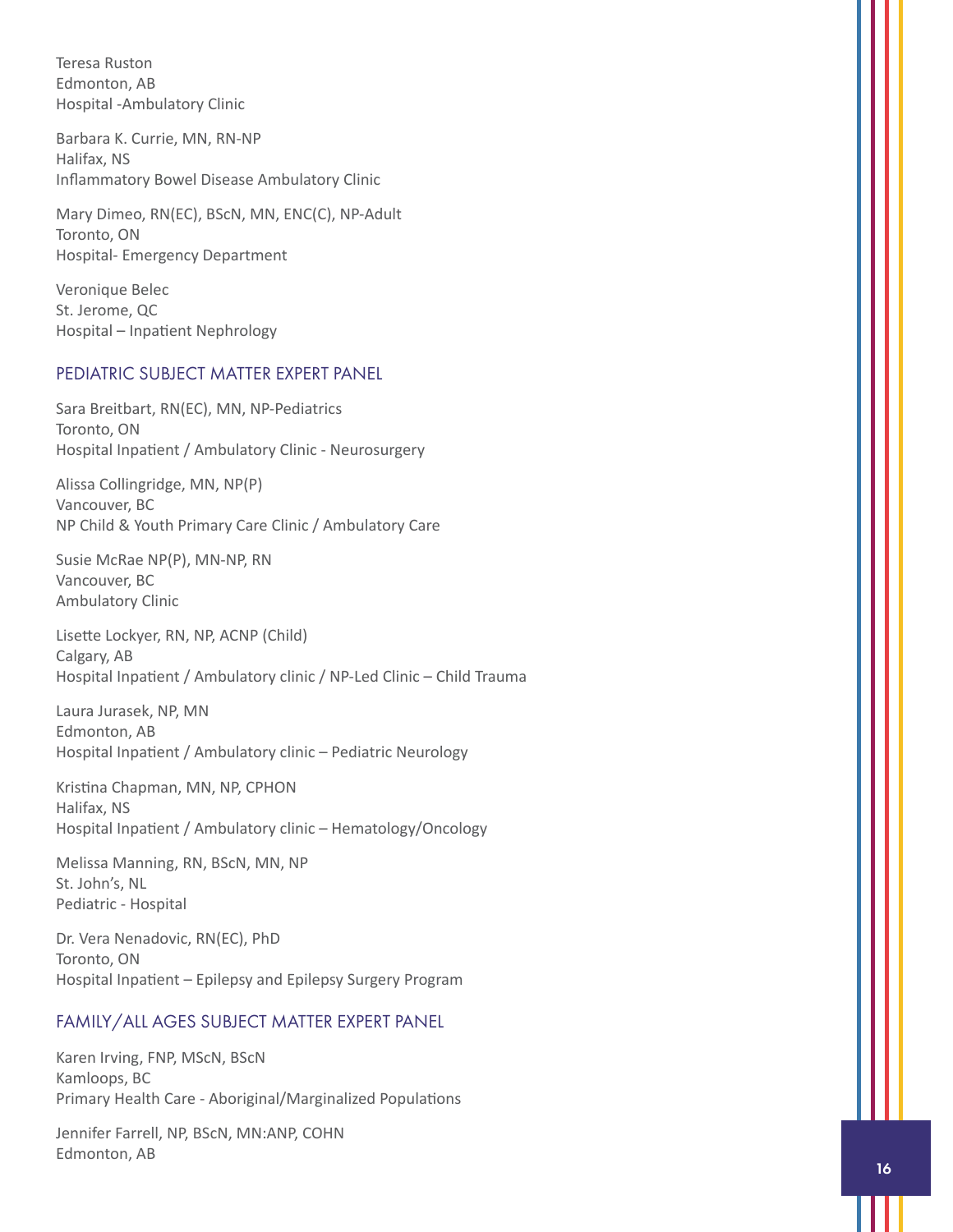Teresa Ruston
Edmonton, AB
Hospital -Ambulatory Clinic

Barbara K. Currie, MN, RN-NP
Halifax, NS
Inflammatory Bowel Disease Ambulatory Clinic

Mary Dimeo, RN(EC), BScN, MN, ENC(C), NP-Adult
Toronto, ON
Hospital- Emergency Department

Veronique Belec
St. Jerome, QC
Hospital – Inpatient Nephrology

## PEDIATRIC SUBJECT MATTER EXPERT PANEL

Sara Breitbart, RN(EC), MN, NP-Pediatrics
Toronto, ON
Hospital Inpatient / Ambulatory Clinic - Neurosurgery

Alissa Collingridge, MN, NP(P)
Vancouver, BC
NP Child & Youth Primary Care Clinic / Ambulatory Care

Susie McRae NP(P), MN-NP, RN
Vancouver, BC
Ambulatory Clinic

Lisette Lockyer, RN, NP, ACNP (Child)
Calgary, AB
Hospital Inpatient / Ambulatory clinic / NP-Led Clinic – Child Trauma

Laura Jurasek, NP, MN
Edmonton, AB
Hospital Inpatient / Ambulatory clinic – Pediatric Neurology

Kristina Chapman, MN, NP, CPHON
Halifax, NS
Hospital Inpatient / Ambulatory clinic – Hematology/Oncology

Melissa Manning, RN, BScN, MN, NP
St. John's, NL
Pediatric - Hospital

Dr. Vera Nenadovic, RN(EC), PhD
Toronto, ON
Hospital Inpatient – Epilepsy and Epilepsy Surgery Program

## FAMILY/ALL AGES SUBJECT MATTER EXPERT PANEL

Karen Irving, FNP, MScN, BScN
Kamloops, BC
Primary Health Care - Aboriginal/Marginalized Populations

Jennifer Farrell, NP, BScN, MN:ANP, COHN
Edmonton, AB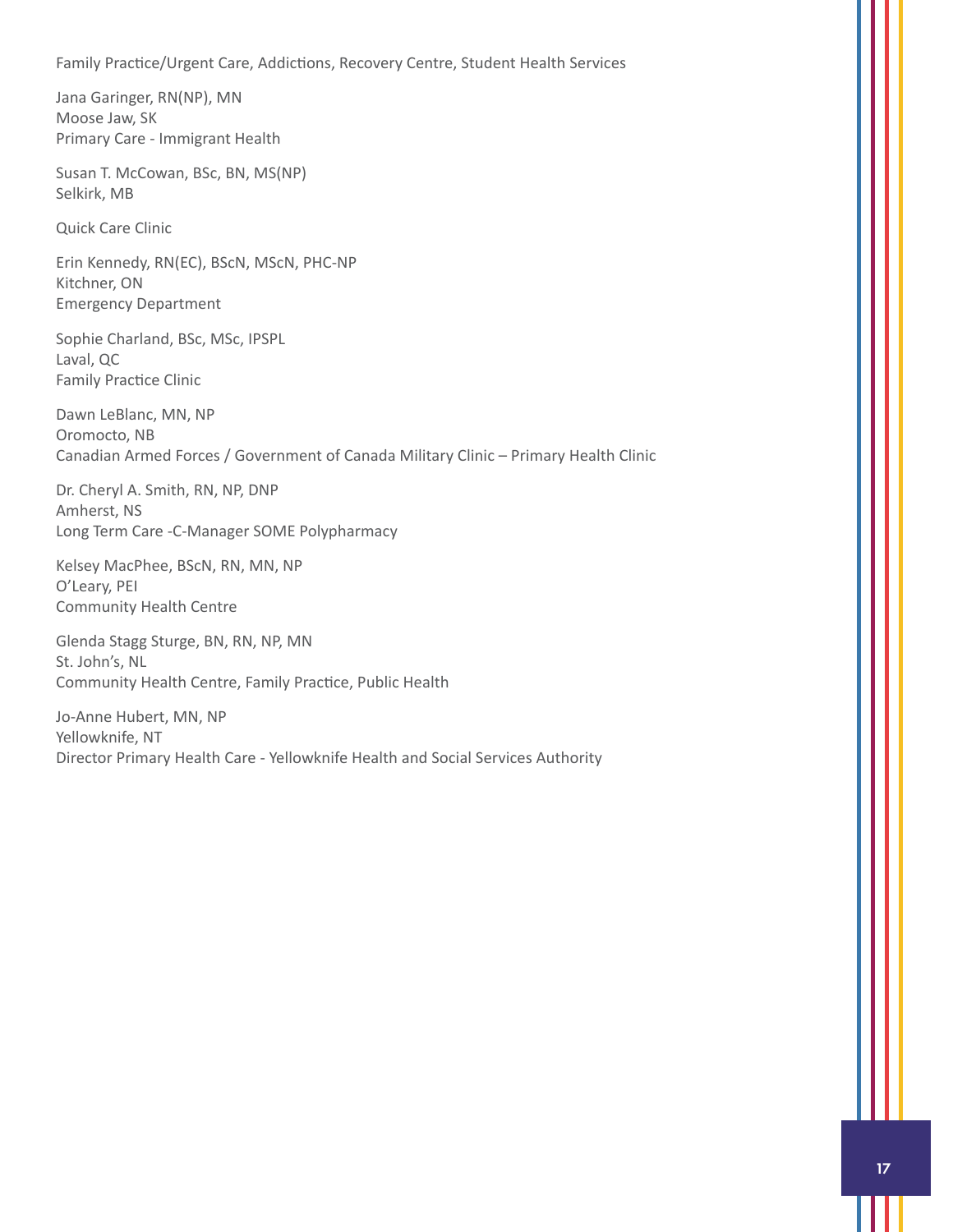Family Practice/Urgent Care, Addictions, Recovery Centre, Student Health Services

Jana Garinger, RN(NP), MN
Moose Jaw, SK
Primary Care - Immigrant Health

Susan T. McCowan, BSc, BN, MS(NP)
Selkirk, MB

Quick Care Clinic

Erin Kennedy, RN(EC), BScN, MScN, PHC-NP
Kitchner, ON
Emergency Department

Sophie Charland, BSc, MSc, IPSPL
Laval, QC
Family Practice Clinic

Dawn LeBlanc, MN, NP
Oromocto, NB
Canadian Armed Forces / Government of Canada Military Clinic – Primary Health Clinic

Dr. Cheryl A. Smith, RN, NP, DNP
Amherst, NS
Long Term Care -C-Manager SOME Polypharmacy

Kelsey MacPhee, BScN, RN, MN, NP
O'Leary, PEI
Community Health Centre

Glenda Stagg Sturge, BN, RN, NP, MN
St. John's, NL
Community Health Centre, Family Practice, Public Health

Jo-Anne Hubert, MN, NP
Yellowknife, NT
Director Primary Health Care - Yellowknife Health and Social Services Authority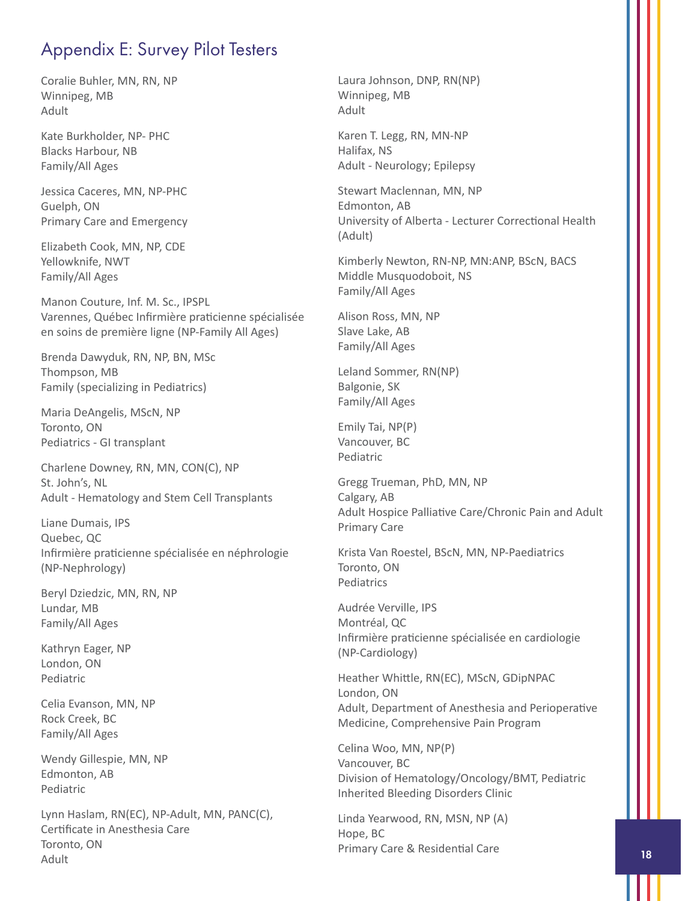# Appendix E: Survey Pilot Testers

Coralie Buhler, MN, RN, NP
Winnipeg, MB
Adult

Kate Burkholder, NP- PHC
Blacks Harbour, NB
Family/All Ages

Jessica Caceres, MN, NP-PHC
Guelph, ON
Primary Care and Emergency

Elizabeth Cook, MN, NP, CDE
Yellowknife, NWT
Family/All Ages

Manon Couture, Inf. M. Sc., IPSPL
Varennes, Québec Infirmière praticienne spécialisée en soins de première ligne (NP-Family All Ages)

Brenda Dawyduk, RN, NP, BN, MSc
Thompson, MB
Family (specializing in Pediatrics)

Maria DeAngelis, MScN, NP
Toronto, ON
Pediatrics - GI transplant

Charlene Downey, RN, MN, CON(C), NP
St. John's, NL
Adult - Hematology and Stem Cell Transplants

Liane Dumais, IPS
Quebec, QC
Infirmière praticienne spécialisée en néphrologie (NP-Nephrology)

Beryl Dziedzic, MN, RN, NP
Lundar, MB
Family/All Ages

Kathryn Eager, NP
London, ON
Pediatric

Celia Evanson, MN, NP
Rock Creek, BC
Family/All Ages

Wendy Gillespie, MN, NP
Edmonton, AB
Pediatric

Lynn Haslam, RN(EC), NP-Adult, MN, PANC(C), Certificate in Anesthesia Care
Toronto, ON
Adult

Laura Johnson, DNP, RN(NP)
Winnipeg, MB
Adult

Karen T. Legg, RN, MN-NP
Halifax, NS
Adult - Neurology; Epilepsy

Stewart Maclennan, MN, NP
Edmonton, AB
University of Alberta - Lecturer Correctional Health (Adult)

Kimberly Newton, RN-NP, MN:ANP, BScN, BACS
Middle Musquodoboit, NS
Family/All Ages

Alison Ross, MN, NP
Slave Lake, AB
Family/All Ages

Leland Sommer, RN(NP)
Balgonie, SK
Family/All Ages

Emily Tai, NP(P)
Vancouver, BC
Pediatric

Gregg Trueman, PhD, MN, NP
Calgary, AB
Adult Hospice Palliative Care/Chronic Pain and Adult Primary Care

Krista Van Roestel, BScN, MN, NP-Paediatrics
Toronto, ON
Pediatrics

Audrée Verville, IPS
Montréal, QC
Infirmière praticienne spécialisée en cardiologie (NP-Cardiology)

Heather Whittle, RN(EC), MScN, GDipNPAC
London, ON
Adult, Department of Anesthesia and Perioperative Medicine, Comprehensive Pain Program

Celina Woo, MN, NP(P)
Vancouver, BC
Division of Hematology/Oncology/BMT, Pediatric Inherited Bleeding Disorders Clinic

Linda Yearwood, RN, MSN, NP (A)
Hope, BC
Primary Care & Residential Care